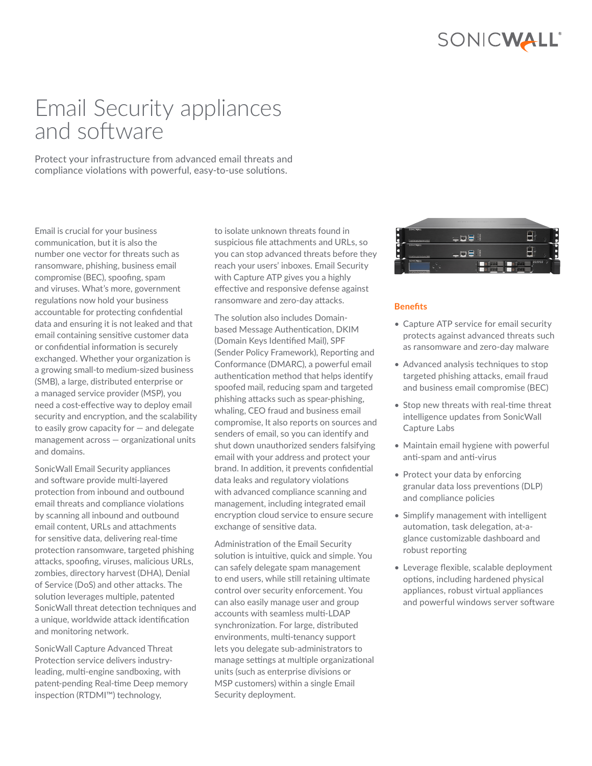# Email Security appliances and software

Protect your infrastructure from advanced email threats and compliance violations with powerful, easy-to-use solutions.

Email is crucial for your business communication, but it is also the number one vector for threats such as ransomware, phishing, business email compromise (BEC), spoofing, spam and viruses. What's more, government regulations now hold your business accountable for protecting confidential data and ensuring it is not leaked and that email containing sensitive customer data or confidential information is securely exchanged. Whether your organization is a growing small-to medium-sized business (SMB), a large, distributed enterprise or a managed service provider (MSP), you need a cost-effective way to deploy email security and encryption, and the scalability to easily grow capacity for — and delegate management across — organizational units and domains.

SonicWall Email Security appliances and software provide multi-layered protection from inbound and outbound email threats and compliance violations by scanning all inbound and outbound email content, URLs and attachments for sensitive data, delivering real-time protection ransomware, targeted phishing attacks, spoofing, viruses, malicious URLs, zombies, directory harvest (DHA), Denial of Service (DoS) and other attacks. The solution leverages multiple, patented SonicWall threat detection techniques and a unique, worldwide attack identification and monitoring network.

SonicWall Capture Advanced Threat Protection service delivers industry-leading, multi-engine sandboxing, with patent-pending Real-time Deep memory inspection (RTDMI™) technology, to isolate unknown threats found in suspicious file attachments and URLs, so you can stop advanced threats before they reach your users' inboxes. Email Security with Capture ATP gives you a highly effective and responsive defense against ransomware and zero-day attacks.

The solution also includes Domain-based Message Authentication, DKIM (Domain Keys Identified Mail), SPF (Sender Policy Framework), Reporting and Conformance (DMARC), a powerful email authentication method that helps identify spoofed mail, reducing spam and targeted phishing attacks such as spear-phishing, whaling, CEO fraud and business email compromise, It also reports on sources and senders of email, so you can identify and shut down unauthorized senders falsifying email with your address and protect your brand. In addition, it prevents confidential data leaks and regulatory violations with advanced compliance scanning and management, including integrated email encryption cloud service to ensure secure exchange of sensitive data.

Administration of the Email Security solution is intuitive, quick and simple. You can safely delegate spam management to end users, while still retaining ultimate control over security enforcement. You can also easily manage user and group accounts with seamless multi-LDAP synchronization. For large, distributed environments, multi-tenancy support lets you delegate sub-administrators to manage settings at multiple organizational units (such as enterprise divisions or MSP customers) within a single Email Security deployment.

## Benefits

- Capture ATP service for email security protects against advanced threats such as ransomware and zero-day malware
- Advanced analysis techniques to stop targeted phishing attacks, email fraud and business email compromise (BEC)
- Stop new threats with real-time threat intelligence updates from SonicWall Capture Labs
- Maintain email hygiene with powerful anti-spam and anti-virus
- Protect your data by enforcing granular data loss preventions (DLP) and compliance policies
- Simplify management with intelligent automation, task delegation, at-a-glance customizable dashboard and robust reporting
- Leverage flexible, scalable deployment options, including hardened physical appliances, robust virtual appliances and powerful windows server software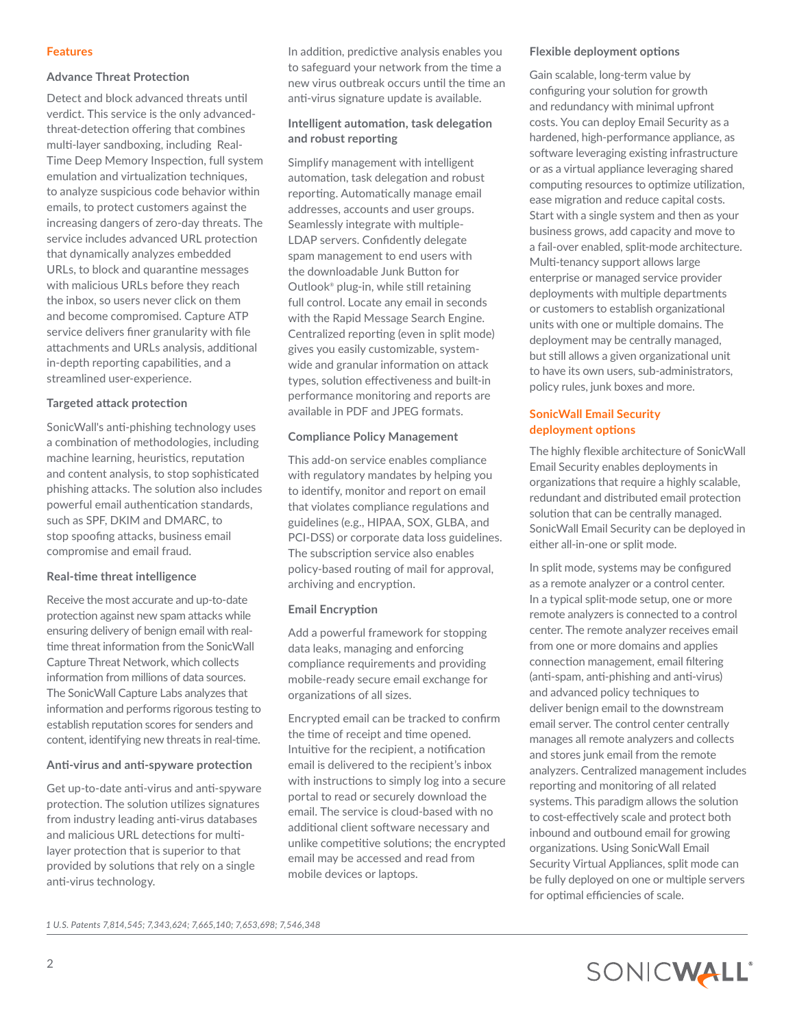## Features

### Advance Threat Protection

Detect and block advanced threats until verdict. This service is the only advanced-threat-detection offering that combines multi-layer sandboxing, including Real-Time Deep Memory Inspection, full system emulation and virtualization techniques, to analyze suspicious code behavior within emails, to protect customers against the increasing dangers of zero-day threats. The service includes advanced URL protection that dynamically analyzes embedded URLs, to block and quarantine messages with malicious URLs before they reach the inbox, so users never click on them and become compromised. Capture ATP service delivers finer granularity with file attachments and URLs analysis, additional in-depth reporting capabilities, and a streamlined user-experience.

### Targeted attack protection

SonicWall's anti-phishing technology uses a combination of methodologies, including machine learning, heuristics, reputation and content analysis, to stop sophisticated phishing attacks. The solution also includes powerful email authentication standards, such as SPF, DKIM and DMARC, to stop spoofing attacks, business email compromise and email fraud.

### Real-time threat intelligence

Receive the most accurate and up-to-date protection against new spam attacks while ensuring delivery of benign email with real-time threat information from the SonicWall Capture Threat Network, which collects information from millions of data sources. The SonicWall Capture Labs analyzes that information and performs rigorous testing to establish reputation scores for senders and content, identifying new threats in real-time.

### Anti-virus and anti-spyware protection

Get up-to-date anti-virus and anti-spyware protection. The solution utilizes signatures from industry leading anti-virus databases and malicious URL detections for multi-layer protection that is superior to that provided by solutions that rely on a single anti-virus technology.

In addition, predictive analysis enables you to safeguard your network from the time a new virus outbreak occurs until the time an anti-virus signature update is available.

### Intelligent automation, task delegation and robust reporting

Simplify management with intelligent automation, task delegation and robust reporting. Automatically manage email addresses, accounts and user groups. Seamlessly integrate with multiple-LDAP servers. Confidently delegate spam management to end users with the downloadable Junk Button for Outlook® plug-in, while still retaining full control. Locate any email in seconds with the Rapid Message Search Engine. Centralized reporting (even in split mode) gives you easily customizable, system-wide and granular information on attack types, solution effectiveness and built-in performance monitoring and reports are available in PDF and JPEG formats.

### Compliance Policy Management

This add-on service enables compliance with regulatory mandates by helping you to identify, monitor and report on email that violates compliance regulations and guidelines (e.g., HIPAA, SOX, GLBA, and PCI-DSS) or corporate data loss guidelines. The subscription service also enables policy-based routing of mail for approval, archiving and encryption.

### Email Encryption

Add a powerful framework for stopping data leaks, managing and enforcing compliance requirements and providing mobile-ready secure email exchange for organizations of all sizes.

Encrypted email can be tracked to confirm the time of receipt and time opened. Intuitive for the recipient, a notification email is delivered to the recipient's inbox with instructions to simply log into a secure portal to read or securely download the email. The service is cloud-based with no additional client software necessary and unlike competitive solutions; the encrypted email may be accessed and read from mobile devices or laptops.

### Flexible deployment options

Gain scalable, long-term value by configuring your solution for growth and redundancy with minimal upfront costs. You can deploy Email Security as a hardened, high-performance appliance, as software leveraging existing infrastructure or as a virtual appliance leveraging shared computing resources to optimize utilization, ease migration and reduce capital costs. Start with a single system and then as your business grows, add capacity and move to a fail-over enabled, split-mode architecture. Multi-tenancy support allows large enterprise or managed service provider deployments with multiple departments or customers to establish organizational units with one or multiple domains. The deployment may be centrally managed, but still allows a given organizational unit to have its own users, sub-administrators, policy rules, junk boxes and more.

## SonicWall Email Security deployment options

The highly flexible architecture of SonicWall Email Security enables deployments in organizations that require a highly scalable, redundant and distributed email protection solution that can be centrally managed. SonicWall Email Security can be deployed in either all-in-one or split mode.

In split mode, systems may be configured as a remote analyzer or a control center. In a typical split-mode setup, one or more remote analyzers is connected to a control center. The remote analyzer receives email from one or more domains and applies connection management, email filtering (anti-spam, anti-phishing and anti-virus) and advanced policy techniques to deliver benign email to the downstream email server. The control center centrally manages all remote analyzers and collects and stores junk email from the remote analyzers. Centralized management includes reporting and monitoring of all related systems. This paradigm allows the solution to cost-effectively scale and protect both inbound and outbound email for growing organizations. Using SonicWall Email Security Virtual Appliances, split mode can be fully deployed on one or multiple servers for optimal efficiencies of scale.

*1 U.S. Patents 7,814,545; 7,343,624; 7,665,140; 7,653,698; 7,546,348*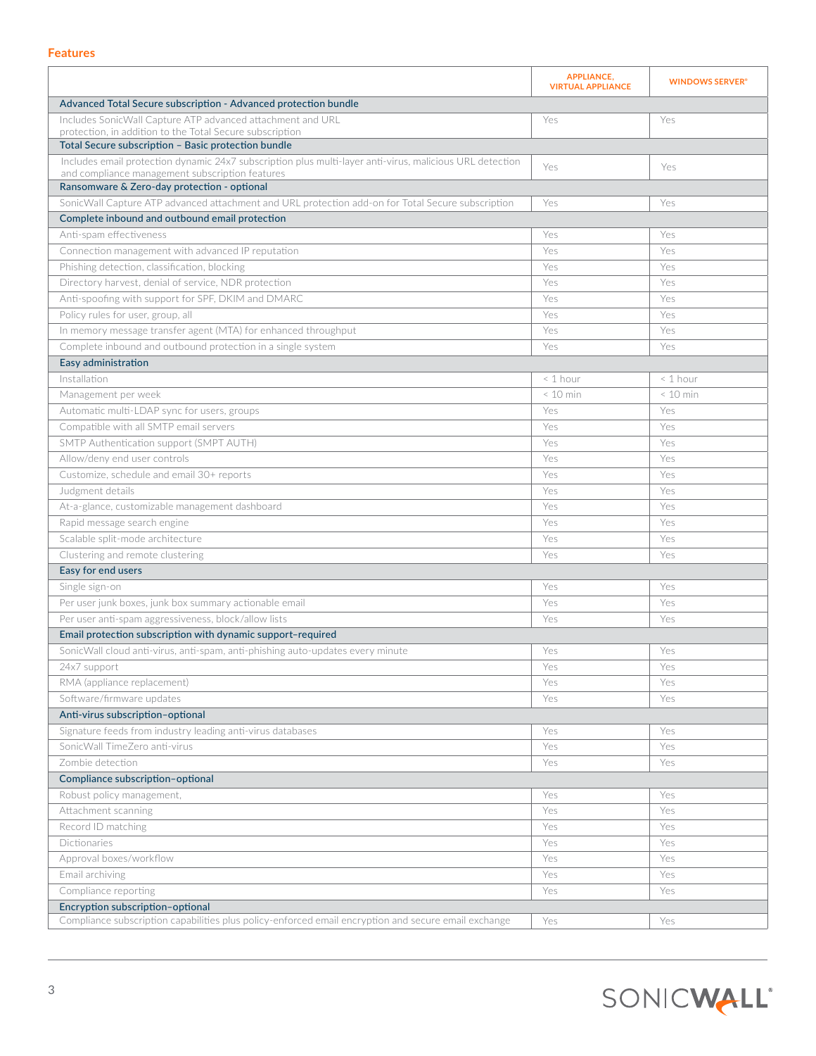## Features

| | APPLIANCE, VIRTUAL APPLIANCE | WINDOWS SERVER® |
|---|---|---|
| **Advanced Total Secure subscription - Advanced protection bundle** | | |
| Includes SonicWall Capture ATP advanced attachment and URL protection, in addition to the Total Secure subscription | Yes | Yes |
| **Total Secure subscription – Basic protection bundle** | | |
| Includes email protection dynamic 24x7 subscription plus multi-layer anti-virus, malicious URL detection and compliance management subscription features | Yes | Yes |
| **Ransomware & Zero-day protection - optional** | | |
| SonicWall Capture ATP advanced attachment and URL protection add-on for Total Secure subscription | Yes | Yes |
| **Complete inbound and outbound email protection** | | |
| Anti-spam effectiveness | Yes | Yes |
| Connection management with advanced IP reputation | Yes | Yes |
| Phishing detection, classification, blocking | Yes | Yes |
| Directory harvest, denial of service, NDR protection | Yes | Yes |
| Anti-spoofing with support for SPF, DKIM and DMARC | Yes | Yes |
| Policy rules for user, group, all | Yes | Yes |
| In memory message transfer agent (MTA) for enhanced throughput | Yes | Yes |
| Complete inbound and outbound protection in a single system | Yes | Yes |
| **Easy administration** | | |
| Installation | < 1 hour | < 1 hour |
| Management per week | < 10 min | < 10 min |
| Automatic multi-LDAP sync for users, groups | Yes | Yes |
| Compatible with all SMTP email servers | Yes | Yes |
| SMTP Authentication support (SMPT AUTH) | Yes | Yes |
| Allow/deny end user controls | Yes | Yes |
| Customize, schedule and email 30+ reports | Yes | Yes |
| Judgment details | Yes | Yes |
| At-a-glance, customizable management dashboard | Yes | Yes |
| Rapid message search engine | Yes | Yes |
| Scalable split-mode architecture | Yes | Yes |
| Clustering and remote clustering | Yes | Yes |
| **Easy for end users** | | |
| Single sign-on | Yes | Yes |
| Per user junk boxes, junk box summary actionable email | Yes | Yes |
| Per user anti-spam aggressiveness, block/allow lists | Yes | Yes |
| **Email protection subscription with dynamic support–required** | | |
| SonicWall cloud anti-virus, anti-spam, anti-phishing auto-updates every minute | Yes | Yes |
| 24x7 support | Yes | Yes |
| RMA (appliance replacement) | Yes | Yes |
| Software/firmware updates | Yes | Yes |
| **Anti-virus subscription–optional** | | |
| Signature feeds from industry leading anti-virus databases | Yes | Yes |
| SonicWall TimeZero anti-virus | Yes | Yes |
| Zombie detection | Yes | Yes |
| **Compliance subscription–optional** | | |
| Robust policy management, | Yes | Yes |
| Attachment scanning | Yes | Yes |
| Record ID matching | Yes | Yes |
| Dictionaries | Yes | Yes |
| Approval boxes/workflow | Yes | Yes |
| Email archiving | Yes | Yes |
| Compliance reporting | Yes | Yes |
| **Encryption subscription–optional** | | |
| Compliance subscription capabilities plus policy-enforced email encryption and secure email exchange | Yes | Yes |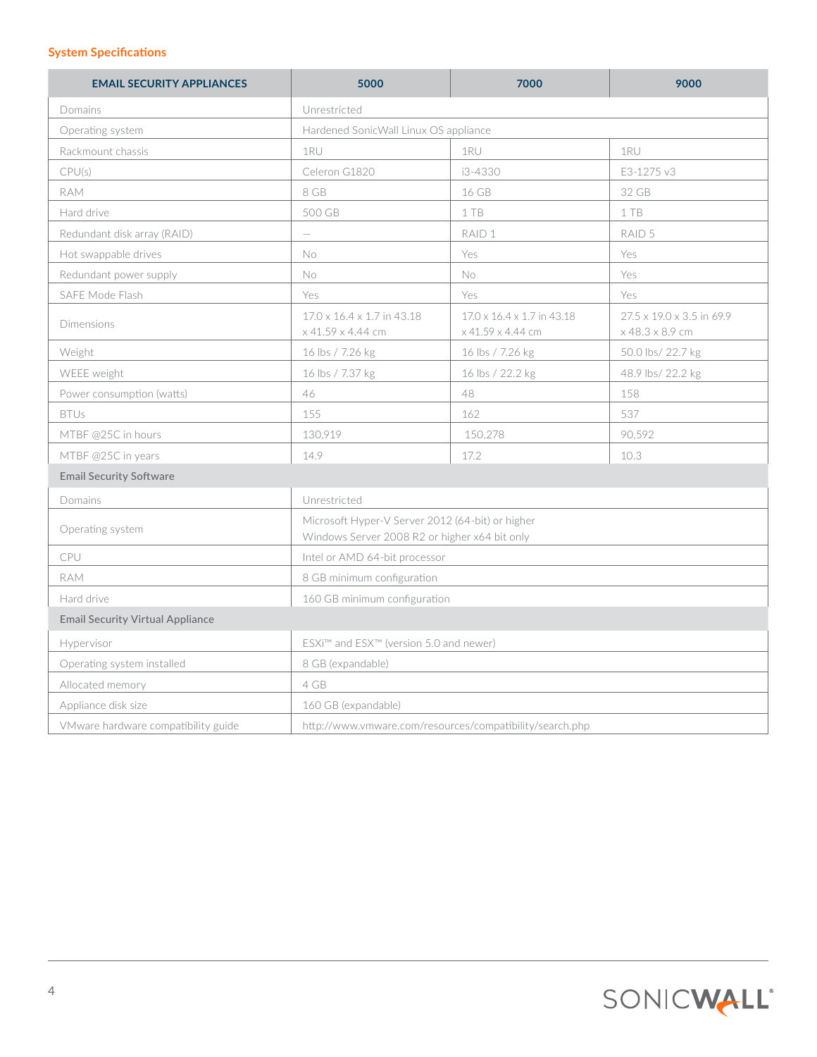## System Specifications

| EMAIL SECURITY APPLIANCES | 5000 | 7000 | 9000 |
|---|---|---|---|
| Domains | Unrestricted | | |
| Operating system | Hardened SonicWall Linux OS appliance | | |
| Rackmount chassis | 1RU | 1RU | 1RU |
| CPU(s) | Celeron G1820 | i3-4330 | E3-1275 v3 |
| RAM | 8 GB | 16 GB | 32 GB |
| Hard drive | 500 GB | 1 TB | 1 TB |
| Redundant disk array (RAID) | — | RAID 1 | RAID 5 |
| Hot swappable drives | No | Yes | Yes |
| Redundant power supply | No | No | Yes |
| SAFE Mode Flash | Yes | Yes | Yes |
| Dimensions | 17.0 x 16.4 x 1.7 in 43.18 x 41.59 x 4.44 cm | 17.0 x 16.4 x 1.7 in 43.18 x 41.59 x 4.44 cm | 27.5 x 19.0 x 3.5 in 69.9 x 48.3 x 8.9 cm |
| Weight | 16 lbs / 7.26 kg | 16 lbs / 7.26 kg | 50.0 lbs/ 22.7 kg |
| WEEE weight | 16 lbs / 7.37 kg | 16 lbs / 22.2 kg | 48.9 lbs/ 22.2 kg |
| Power consumption (watts) | 46 | 48 | 158 |
| BTUs | 155 | 162 | 537 |
| MTBF @25C in hours | 130,919 | 150,278 | 90,592 |
| MTBF @25C in years | 14.9 | 17.2 | 10.3 |
| **Email Security Software** | | | |
| Domains | Unrestricted | | |
| Operating system | Microsoft Hyper-V Server 2012 (64-bit) or higher<br>Windows Server 2008 R2 or higher x64 bit only | | |
| CPU | Intel or AMD 64-bit processor | | |
| RAM | 8 GB minimum configuration | | |
| Hard drive | 160 GB minimum configuration | | |
| **Email Security Virtual Appliance** | | | |
| Hypervisor | ESXi™ and ESX™ (version 5.0 and newer) | | |
| Operating system installed | 8 GB (expandable) | | |
| Allocated memory | 4 GB | | |
| Appliance disk size | 160 GB (expandable) | | |
| VMware hardware compatibility guide | http://www.vmware.com/resources/compatibility/search.php | | |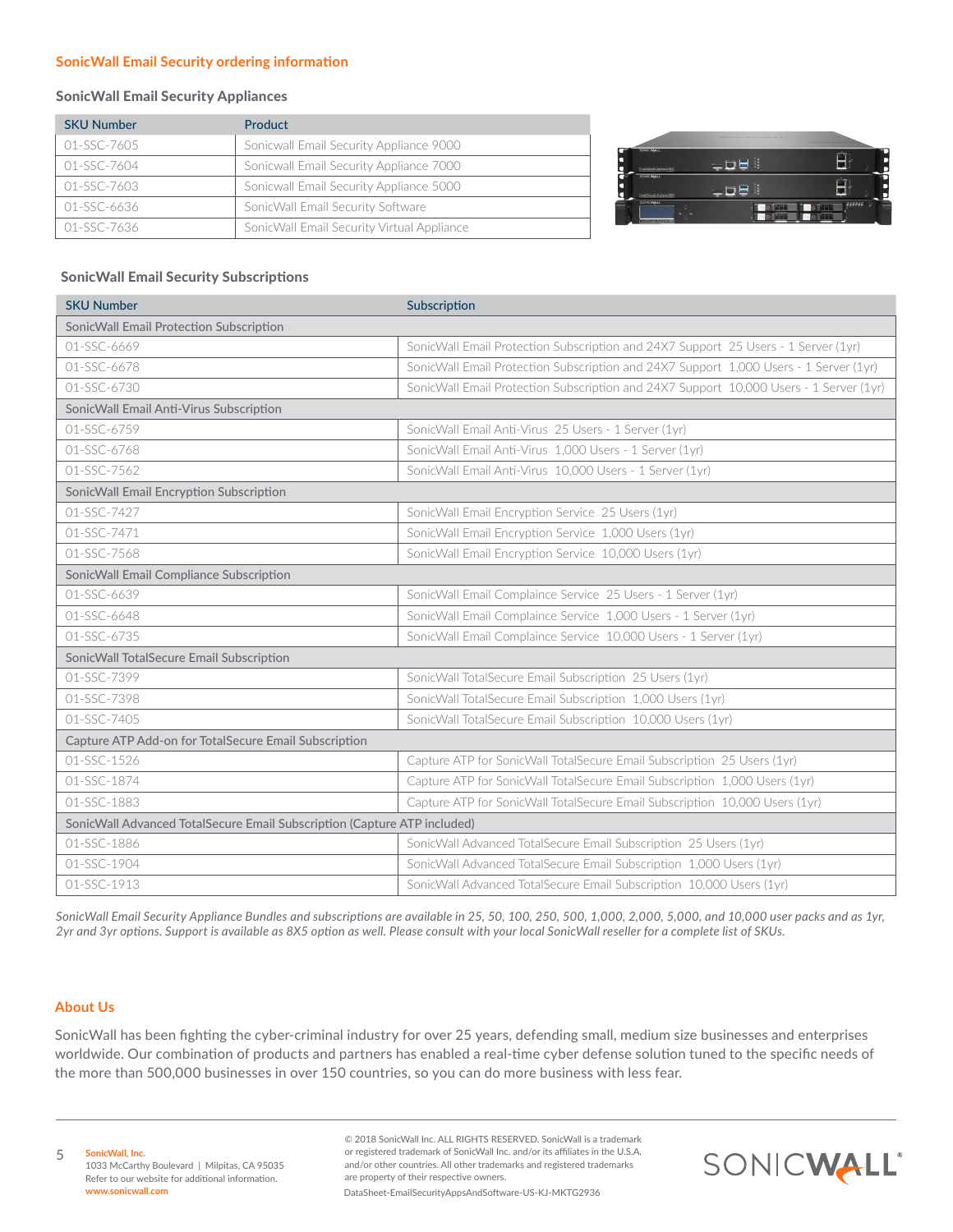## SonicWall Email Security ordering information

### SonicWall Email Security Appliances

| SKU Number | Product |
| --- | --- |
| 01-SSC-7605 | Sonicwall Email Security Appliance 9000 |
| 01-SSC-7604 | Sonicwall Email Security Appliance 7000 |
| 01-SSC-7603 | Sonicwall Email Security Appliance 5000 |
| 01-SSC-6636 | SonicWall Email Security Software |
| 01-SSC-7636 | SonicWall Email Security Virtual Appliance |

### SonicWall Email Security Subscriptions

| SKU Number | Subscription |
| --- | --- |
| SonicWall Email Protection Subscription | |
| 01-SSC-6669 | SonicWall Email Protection Subscription and 24X7 Support 25 Users - 1 Server (1yr) |
| 01-SSC-6678 | SonicWall Email Protection Subscription and 24X7 Support 1,000 Users - 1 Server (1yr) |
| 01-SSC-6730 | SonicWall Email Protection Subscription and 24X7 Support 10,000 Users - 1 Server (1yr) |
| SonicWall Email Anti-Virus Subscription | |
| 01-SSC-6759 | SonicWall Email Anti-Virus 25 Users - 1 Server (1yr) |
| 01-SSC-6768 | SonicWall Email Anti-Virus 1,000 Users - 1 Server (1yr) |
| 01-SSC-7562 | SonicWall Email Anti-Virus 10,000 Users - 1 Server (1yr) |
| SonicWall Email Encryption Subscription | |
| 01-SSC-7427 | SonicWall Email Encryption Service 25 Users (1yr) |
| 01-SSC-7471 | SonicWall Email Encryption Service 1,000 Users (1yr) |
| 01-SSC-7568 | SonicWall Email Encryption Service 10,000 Users (1yr) |
| SonicWall Email Compliance Subscription | |
| 01-SSC-6639 | SonicWall Email Complaince Service 25 Users - 1 Server (1yr) |
| 01-SSC-6648 | SonicWall Email Complaince Service 1,000 Users - 1 Server (1yr) |
| 01-SSC-6735 | SonicWall Email Complaince Service 10,000 Users - 1 Server (1yr) |
| SonicWall TotalSecure Email Subscription | |
| 01-SSC-7399 | SonicWall TotalSecure Email Subscription 25 Users (1yr) |
| 01-SSC-7398 | SonicWall TotalSecure Email Subscription 1,000 Users (1yr) |
| 01-SSC-7405 | SonicWall TotalSecure Email Subscription 10,000 Users (1yr) |
| Capture ATP Add-on for TotalSecure Email Subscription | |
| 01-SSC-1526 | Capture ATP for SonicWall TotalSecure Email Subscription 25 Users (1yr) |
| 01-SSC-1874 | Capture ATP for SonicWall TotalSecure Email Subscription 1,000 Users (1yr) |
| 01-SSC-1883 | Capture ATP for SonicWall TotalSecure Email Subscription 10,000 Users (1yr) |
| SonicWall Advanced TotalSecure Email Subscription (Capture ATP included) | |
| 01-SSC-1886 | SonicWall Advanced TotalSecure Email Subscription 25 Users (1yr) |
| 01-SSC-1904 | SonicWall Advanced TotalSecure Email Subscription 1,000 Users (1yr) |
| 01-SSC-1913 | SonicWall Advanced TotalSecure Email Subscription 10,000 Users (1yr) |

*SonicWall Email Security Appliance Bundles and subscriptions are available in 25, 50, 100, 250, 500, 1,000, 2,000, 5,000, and 10,000 user packs and as 1yr, 2yr and 3yr options. Support is available as 8X5 option as well. Please consult with your local SonicWall reseller for a complete list of SKUs.*

## About Us

SonicWall has been fighting the cyber-criminal industry for over 25 years, defending small, medium size businesses and enterprises worldwide. Our combination of products and partners has enabled a real-time cyber defense solution tuned to the specific needs of the more than 500,000 businesses in over 150 countries, so you can do more business with less fear.

**SonicWall, Inc.**
1033 McCarthy Boulevard | Milpitas, CA 95035
Refer to our website for additional information.
www.sonicwall.com

© 2018 SonicWall Inc. ALL RIGHTS RESERVED. SonicWall is a trademark or registered trademark of SonicWall Inc. and/or its affiliates in the U.S.A. and/or other countries. All other trademarks and registered trademarks are property of their respective owners.

DataSheet-EmailSecurityAppsAndSoftware-US-KJ-MKTG2936